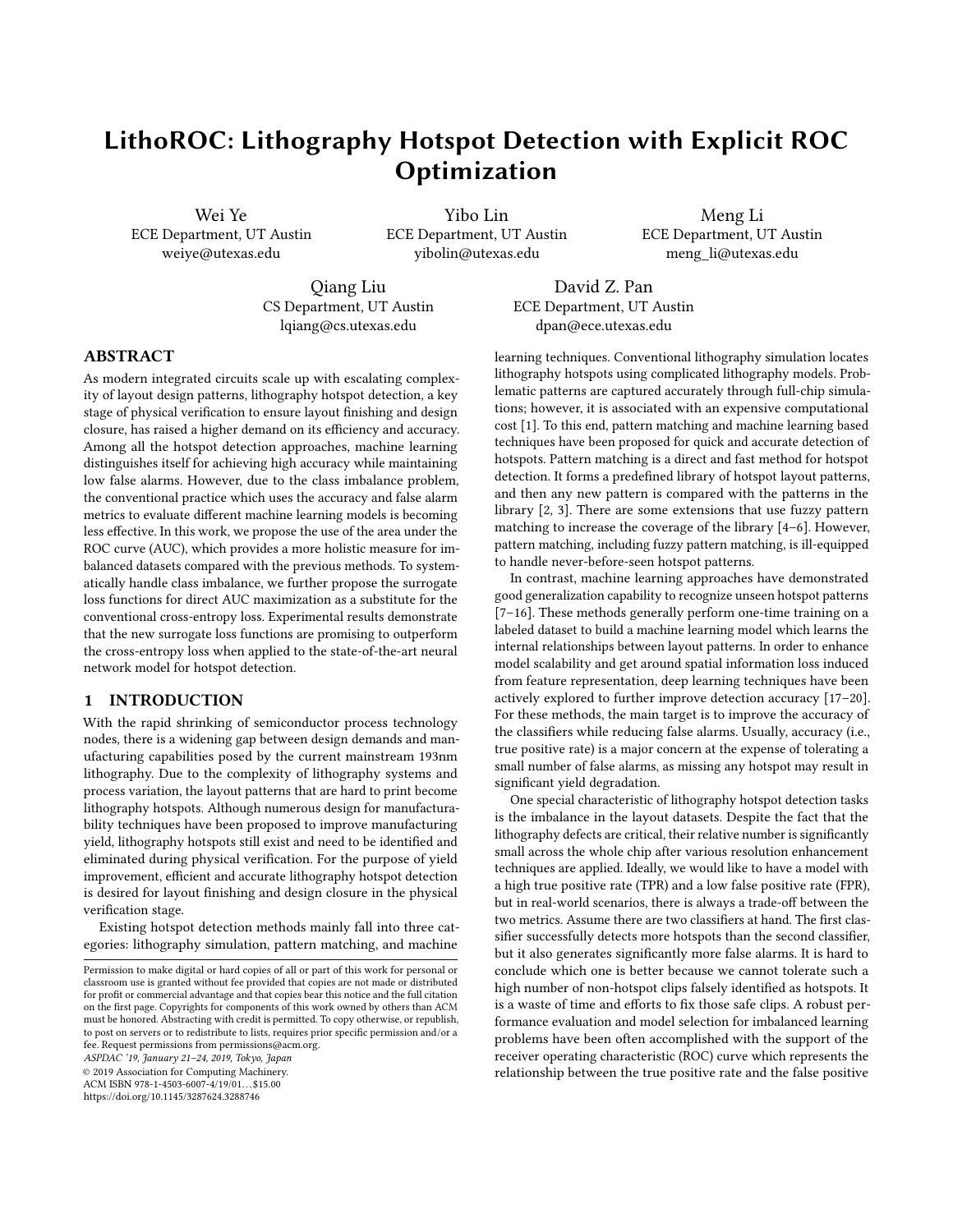# LithoROC: Lithography Hotspot Detection with Explicit ROC Optimization

Wei Ye
ECE Department, UT Austin
weiye@utexas.edu

Yibo Lin
ECE Department, UT Austin
yibolin@utexas.edu

Meng Li
ECE Department, UT Austin
meng_li@utexas.edu

Qiang Liu
CS Department, UT Austin
lqiang@cs.utexas.edu

David Z. Pan
ECE Department, UT Austin
dpan@ece.utexas.edu

## ABSTRACT

As modern integrated circuits scale up with escalating complexity of layout design patterns, lithography hotspot detection, a key stage of physical verification to ensure layout finishing and design closure, has raised a higher demand on its efficiency and accuracy. Among all the hotspot detection approaches, machine learning distinguishes itself for achieving high accuracy while maintaining low false alarms. However, due to the class imbalance problem, the conventional practice which uses the accuracy and false alarm metrics to evaluate different machine learning models is becoming less effective. In this work, we propose the use of the area under the ROC curve (AUC), which provides a more holistic measure for imbalanced datasets compared with the previous methods. To systematically handle class imbalance, we further propose the surrogate loss functions for direct AUC maximization as a substitute for the conventional cross-entropy loss. Experimental results demonstrate that the new surrogate loss functions are promising to outperform the cross-entropy loss when applied to the state-of-the-art neural network model for hotspot detection.

## 1 INTRODUCTION

With the rapid shrinking of semiconductor process technology nodes, there is a widening gap between design demands and manufacturing capabilities posed by the current mainstream 193nm lithography. Due to the complexity of lithography systems and process variation, the layout patterns that are hard to print become lithography hotspots. Although numerous design for manufacturability techniques have been proposed to improve manufacturing yield, lithography hotspots still exist and need to be identified and eliminated during physical verification. For the purpose of yield improvement, efficient and accurate lithography hotspot detection is desired for layout finishing and design closure in the physical verification stage.

Existing hotspot detection methods mainly fall into three categories: lithography simulation, pattern matching, and machine learning techniques. Conventional lithography simulation locates lithography hotspots using complicated lithography models. Problematic patterns are captured accurately through full-chip simulations; however, it is associated with an expensive computational cost [1]. To this end, pattern matching and machine learning based techniques have been proposed for quick and accurate detection of hotspots. Pattern matching is a direct and fast method for hotspot detection. It forms a predefined library of hotspot layout patterns, and then any new pattern is compared with the patterns in the library [2, 3]. There are some extensions that use fuzzy pattern matching to increase the coverage of the library [4–6]. However, pattern matching, including fuzzy pattern matching, is ill-equipped to handle never-before-seen hotspot patterns.

In contrast, machine learning approaches have demonstrated good generalization capability to recognize unseen hotspot patterns [7–16]. These methods generally perform one-time training on a labeled dataset to build a machine learning model which learns the internal relationships between layout patterns. In order to enhance model scalability and get around spatial information loss induced from feature representation, deep learning techniques have been actively explored to further improve detection accuracy [17–20]. For these methods, the main target is to improve the accuracy of the classifiers while reducing false alarms. Usually, accuracy (i.e., true positive rate) is a major concern at the expense of tolerating a small number of false alarms, as missing any hotspot may result in significant yield degradation.

One special characteristic of lithography hotspot detection tasks is the imbalance in the layout datasets. Despite the fact that the lithography defects are critical, their relative number is significantly small across the whole chip after various resolution enhancement techniques are applied. Ideally, we would like to have a model with a high true positive rate (TPR) and a low false positive rate (FPR), but in real-world scenarios, there is always a trade-off between the two metrics. Assume there are two classifiers at hand. The first classifier successfully detects more hotspots than the second classifier, but it also generates significantly more false alarms. It is hard to conclude which one is better because we cannot tolerate such a high number of non-hotspot clips falsely identified as hotspots. It is a waste of time and efforts to fix those safe clips. A robust performance evaluation and model selection for imbalanced learning problems have been often accomplished with the support of the receiver operating characteristic (ROC) curve which represents the relationship between the true positive rate and the false positive

Permission to make digital or hard copies of all or part of this work for personal or classroom use is granted without fee provided that copies are not made or distributed for profit or commercial advantage and that copies bear this notice and the full citation on the first page. Copyrights for components of this work owned by others than ACM must be honored. Abstracting with credit is permitted. To copy otherwise, or republish, to post on servers or to redistribute to lists, requires prior specific permission and/or a fee. Request permissions from permissions@acm.org.
*ASPDAC '19, January 21–24, 2019, Tokyo, Japan*
© 2019 Association for Computing Machinery.
ACM ISBN 978-1-4503-6007-4/19/01...$15.00
https://doi.org/10.1145/3287624.3288746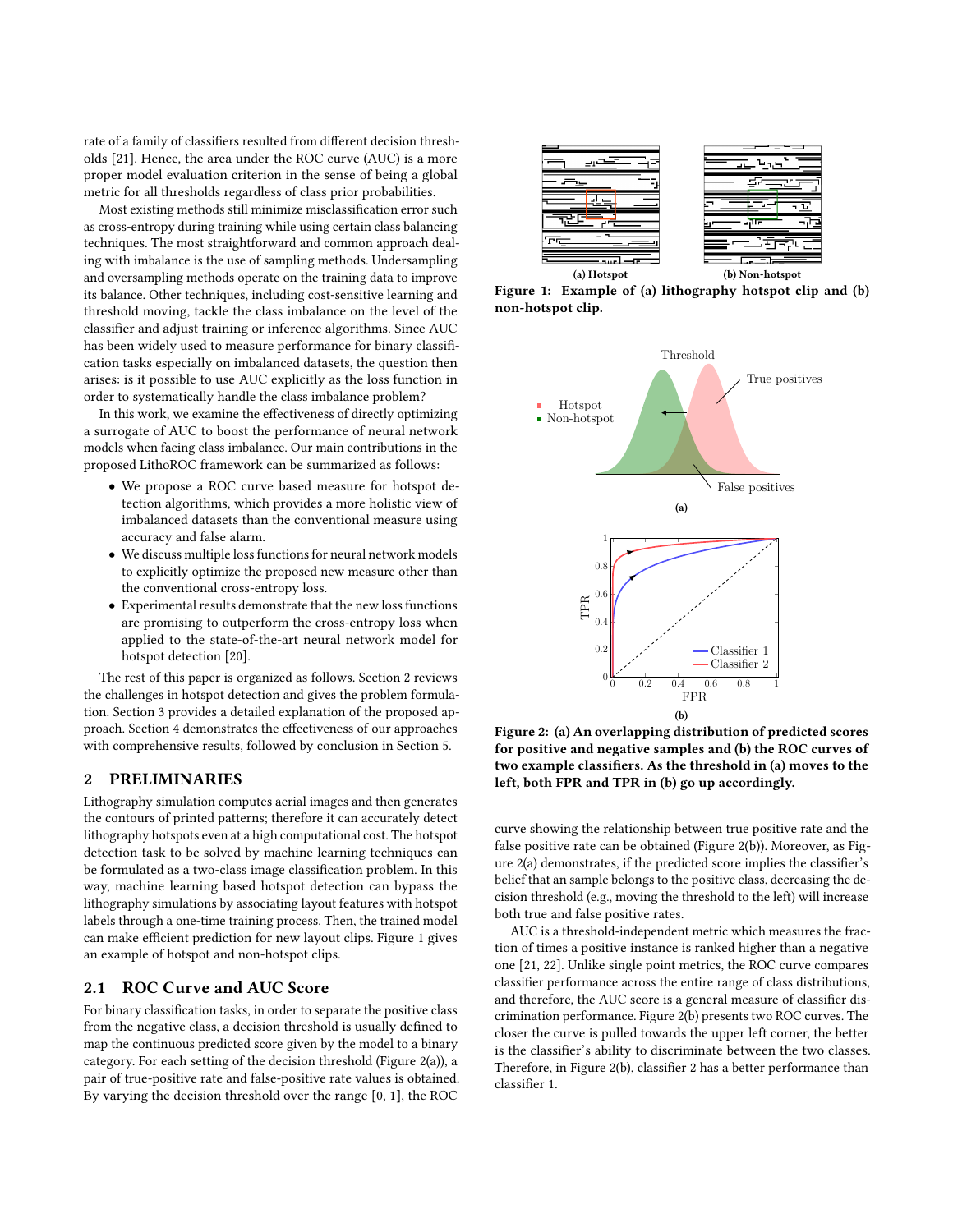rate of a family of classifiers resulted from different decision thresholds [21]. Hence, the area under the ROC curve (AUC) is a more proper model evaluation criterion in the sense of being a global metric for all thresholds regardless of class prior probabilities.

Most existing methods still minimize misclassification error such as cross-entropy during training while using certain class balancing techniques. The most straightforward and common approach dealing with imbalance is the use of sampling methods. Undersampling and oversampling methods operate on the training data to improve its balance. Other techniques, including cost-sensitive learning and threshold moving, tackle the class imbalance on the level of the classifier and adjust training or inference algorithms. Since AUC has been widely used to measure performance for binary classification tasks especially on imbalanced datasets, the question then arises: is it possible to use AUC explicitly as the loss function in order to systematically handle the class imbalance problem?

In this work, we examine the effectiveness of directly optimizing a surrogate of AUC to boost the performance of neural network models when facing class imbalance. Our main contributions in the proposed LithoROC framework can be summarized as follows:

- We propose a ROC curve based measure for hotspot detection algorithms, which provides a more holistic view of imbalanced datasets than the conventional measure using accuracy and false alarm.
- We discuss multiple loss functions for neural network models to explicitly optimize the proposed new measure other than the conventional cross-entropy loss.
- Experimental results demonstrate that the new loss functions are promising to outperform the cross-entropy loss when applied to the state-of-the-art neural network model for hotspot detection [20].

The rest of this paper is organized as follows. Section 2 reviews the challenges in hotspot detection and gives the problem formulation. Section 3 provides a detailed explanation of the proposed approach. Section 4 demonstrates the effectiveness of our approaches with comprehensive results, followed by conclusion in Section 5.

## 2 PRELIMINARIES

Lithography simulation computes aerial images and then generates the contours of printed patterns; therefore it can accurately detect lithography hotspots even at a high computational cost. The hotspot detection task to be solved by machine learning techniques can be formulated as a two-class image classification problem. In this way, machine learning based hotspot detection can bypass the lithography simulations by associating layout features with hotspot labels through a one-time training process. Then, the trained model can make efficient prediction for new layout clips. Figure 1 gives an example of hotspot and non-hotspot clips.

### 2.1 ROC Curve and AUC Score

For binary classification tasks, in order to separate the positive class from the negative class, a decision threshold is usually defined to map the continuous predicted score given by the model to a binary category. For each setting of the decision threshold (Figure 2(a)), a pair of true-positive rate and false-positive rate values is obtained. By varying the decision threshold over the range [0, 1], the ROC curve showing the relationship between true positive rate and the false positive rate can be obtained (Figure 2(b)). Moreover, as Figure 2(a) demonstrates, if the predicted score implies the classifier's belief that an sample belongs to the positive class, decreasing the decision threshold (e.g., moving the threshold to the left) will increase both true and false positive rates.

AUC is a threshold-independent metric which measures the fraction of times a positive instance is ranked higher than a negative one [21, 22]. Unlike single point metrics, the ROC curve compares classifier performance across the entire range of class distributions, and therefore, the AUC score is a general measure of classifier discrimination performance. Figure 2(b) presents two ROC curves. The closer the curve is pulled towards the upper left corner, the better is the classifier's ability to discriminate between the two classes. Therefore, in Figure 2(b), classifier 2 has a better performance than classifier 1.

(a) Hotspot (b) Non-hotspot

**Figure 1: Example of (a) lithography hotspot clip and (b) non-hotspot clip.**

**Figure 2: (a) An overlapping distribution of predicted scores for positive and negative samples and (b) the ROC curves of two example classifiers. As the threshold in (a) moves to the left, both FPR and TPR in (b) go up accordingly.**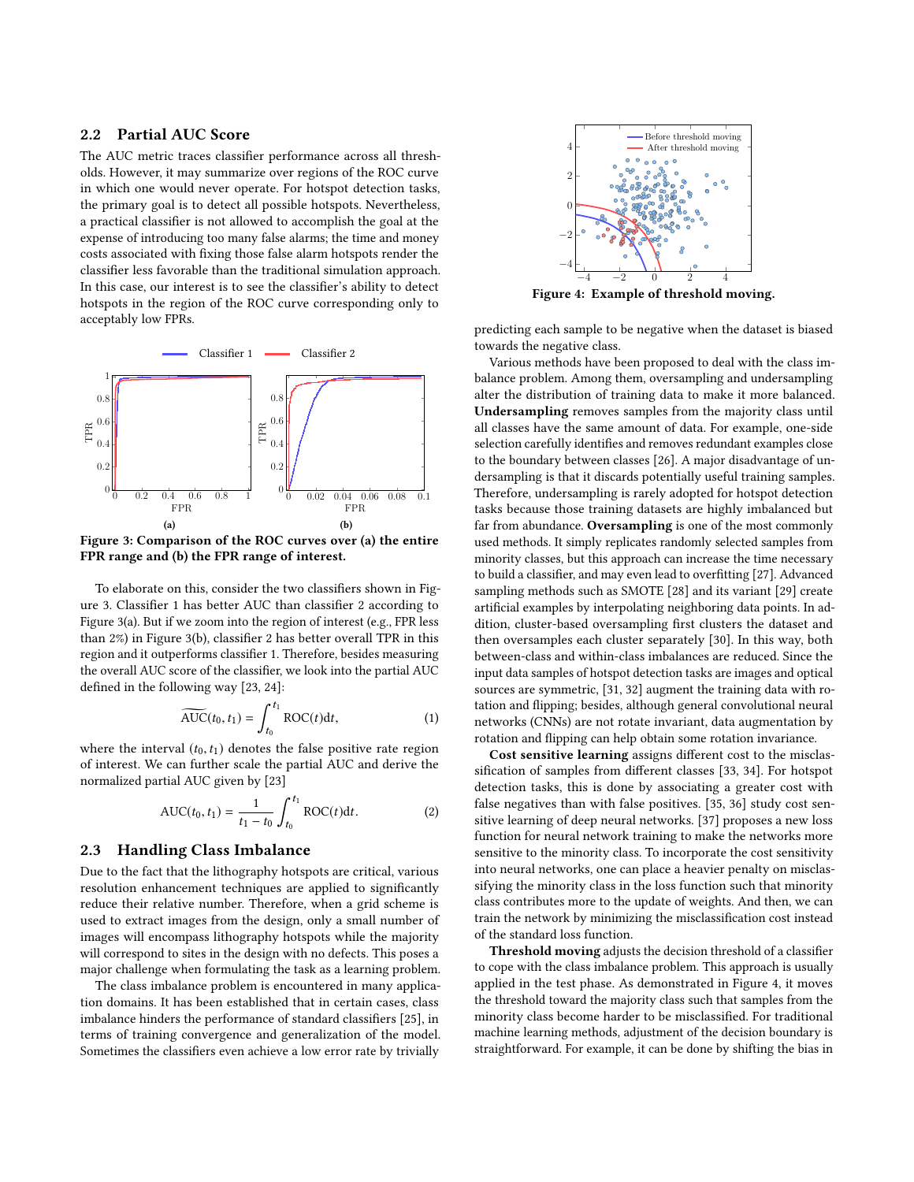### 2.2 Partial AUC Score

The AUC metric traces classifier performance across all thresholds. However, it may summarize over regions of the ROC curve in which one would never operate. For hotspot detection tasks, the primary goal is to detect all possible hotspots. Nevertheless, a practical classifier is not allowed to accomplish the goal at the expense of introducing too many false alarms; the time and money costs associated with fixing those false alarm hotspots render the classifier less favorable than the traditional simulation approach. In this case, our interest is to see the classifier's ability to detect hotspots in the region of the ROC curve corresponding only to acceptably low FPRs.

**Figure 3: Comparison of the ROC curves over (a) the entire FPR range and (b) the FPR range of interest.**

To elaborate on this, consider the two classifiers shown in Figure 3. Classifier 1 has better AUC than classifier 2 according to Figure 3(a). But if we zoom into the region of interest (e.g., FPR less than 2%) in Figure 3(b), classifier 2 has better overall TPR in this region and it outperforms classifier 1. Therefore, besides measuring the overall AUC score of the classifier, we look into the partial AUC defined in the following way [23, 24]:

$$\widetilde{\text{AUC}}(t_0, t_1) = \int_{t_0}^{t_1} \text{ROC}(t)\text{d}t, \tag{1}$$

where the interval $(t_0, t_1)$ denotes the false positive rate region of interest. We can further scale the partial AUC and derive the normalized partial AUC given by [23]

$$\text{AUC}(t_0, t_1) = \frac{1}{t_1 - t_0} \int_{t_0}^{t_1} \text{ROC}(t)\text{d}t. \tag{2}$$

### 2.3 Handling Class Imbalance

Due to the fact that the lithography hotspots are critical, various resolution enhancement techniques are applied to significantly reduce their relative number. Therefore, when a grid scheme is used to extract images from the design, only a small number of images will encompass lithography hotspots while the majority will correspond to sites in the design with no defects. This poses a major challenge when formulating the task as a learning problem.

The class imbalance problem is encountered in many application domains. It has been established that in certain cases, class imbalance hinders the performance of standard classifiers [25], in terms of training convergence and generalization of the model. Sometimes the classifiers even achieve a low error rate by trivially predicting each sample to be negative when the dataset is biased towards the negative class.

**Figure 4: Example of threshold moving.**

Various methods have been proposed to deal with the class imbalance problem. Among them, oversampling and undersampling alter the distribution of training data to make it more balanced. **Undersampling** removes samples from the majority class until all classes have the same amount of data. For example, one-side selection carefully identifies and removes redundant examples close to the boundary between classes [26]. A major disadvantage of undersampling is that it discards potentially useful training samples. Therefore, undersampling is rarely adopted for hotspot detection tasks because those training datasets are highly imbalanced but far from abundance. **Oversampling** is one of the most commonly used methods. It simply replicates randomly selected samples from minority classes, but this approach can increase the time necessary to build a classifier, and may even lead to overfitting [27]. Advanced sampling methods such as SMOTE [28] and its variant [29] create artificial examples by interpolating neighboring data points. In addition, cluster-based oversampling first clusters the dataset and then oversamples each cluster separately [30]. In this way, both between-class and within-class imbalances are reduced. Since the input data samples of hotspot detection tasks are images and optical sources are symmetric, [31, 32] augment the training data with rotation and flipping; besides, although general convolutional neural networks (CNNs) are not rotate invariant, data augmentation by rotation and flipping can help obtain some rotation invariance.

**Cost sensitive learning** assigns different cost to the misclassification of samples from different classes [33, 34]. For hotspot detection tasks, this is done by associating a greater cost with false negatives than with false positives. [35, 36] study cost sensitive learning of deep neural networks. [37] proposes a new loss function for neural network training to make the networks more sensitive to the minority class. To incorporate the cost sensitivity into neural networks, one can place a heavier penalty on misclassifying the minority class in the loss function such that minority class contributes more to the update of weights. And then, we can train the network by minimizing the misclassification cost instead of the standard loss function.

**Threshold moving** adjusts the decision threshold of a classifier to cope with the class imbalance problem. This approach is usually applied in the test phase. As demonstrated in Figure 4, it moves the threshold toward the majority class such that samples from the minority class become harder to be misclassified. For traditional machine learning methods, adjustment of the decision boundary is straightforward. For example, it can be done by shifting the bias in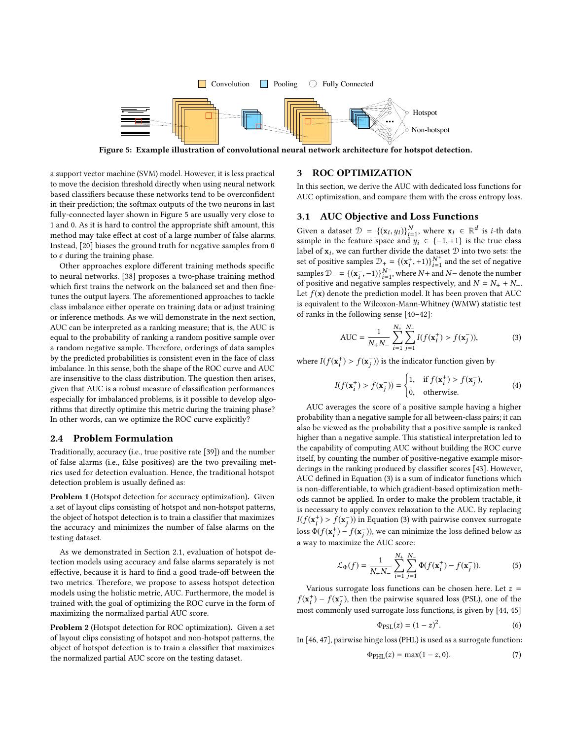Figure 5: Example illustration of convolutional neural network architecture for hotspot detection.

a support vector machine (SVM) model. However, it is less practical to move the decision threshold directly when using neural network based classifiers because these networks tend to be overconfident in their prediction; the softmax outputs of the two neurons in last fully-connected layer shown in Figure 5 are usually very close to 1 and 0. As it is hard to control the appropriate shift amount, this method may take effect at cost of a large number of false alarms. Instead, [20] biases the ground truth for negative samples from 0 to $\epsilon$ during the training phase.

Other approaches explore different training methods specific to neural networks. [38] proposes a two-phase training method which first trains the network on the balanced set and then fine-tunes the output layers. The aforementioned approaches to tackle class imbalance either operate on training data or adjust training or inference methods. As we will demonstrate in the next section, AUC can be interpreted as a ranking measure; that is, the AUC is equal to the probability of ranking a random positive sample over a random negative sample. Therefore, orderings of data samples by the predicted probabilities is consistent even in the face of class imbalance. In this sense, both the shape of the ROC curve and AUC are insensitive to the class distribution. The question then arises, given that AUC is a robust measure of classification performances especially for imbalanced problems, is it possible to develop algorithms that directly optimize this metric during the training phase? In other words, can we optimize the ROC curve explicitly?

### 2.4 Problem Formulation

Traditionally, accuracy (i.e., true positive rate [39]) and the number of false alarms (i.e., false positives) are the two prevailing metrics used for detection evaluation. Hence, the traditional hotspot detection problem is usually defined as:

**Problem 1** (Hotspot detection for accuracy optimization)**.** Given a set of layout clips consisting of hotspot and non-hotspot patterns, the object of hotspot detection is to train a classifier that maximizes the accuracy and minimizes the number of false alarms on the testing dataset.

As we demonstrated in Section 2.1, evaluation of hotspot detection models using accuracy and false alarms separately is not effective, because it is hard to find a good trade-off between the two metrics. Therefore, we propose to assess hotspot detection models using the holistic metric, AUC. Furthermore, the model is trained with the goal of optimizing the ROC curve in the form of maximizing the normalized partial AUC score.

**Problem 2** (Hotspot detection for ROC optimization)**.** Given a set of layout clips consisting of hotspot and non-hotspot patterns, the object of hotspot detection is to train a classifier that maximizes the normalized partial AUC score on the testing dataset.

## 3 ROC OPTIMIZATION

In this section, we derive the AUC with dedicated loss functions for AUC optimization, and compare them with the cross entropy loss.

### 3.1 AUC Objective and Loss Functions

Given a dataset $\mathcal{D} = \{(\mathbf{x}_i, y_i)\}_{i=1}^{N}$, where $\mathbf{x}_i \in \mathbb{R}^d$ is $i$-th data sample in the feature space and $y_i \in \{-1, +1\}$ is the true class label of $\mathbf{x}_i$, we can further divide the dataset $\mathcal{D}$ into two sets: the set of positive samples $\mathcal{D}_+ = \{(\mathbf{x}_i^+, +1)\}_{i=1}^{N^+}$ and the set of negative samples $\mathcal{D}_- = \{(\mathbf{x}_i^-, -1)\}_{i=1}^{N^-}$, where $N+$ and $N-$ denote the number of positive and negative samples respectively, and $N = N_+ + N_-$. Let $f(\mathbf{x})$ denote the prediction model. It has been proven that AUC is equivalent to the Wilcoxon-Mann-Whitney (WMW) statistic test of ranks in the following sense [40–42]:

$$\text{AUC} = \frac{1}{N_+ N_-} \sum_{i=1}^{N_+} \sum_{j=1}^{N_-} I(f(\mathbf{x}_i^+) > f(\mathbf{x}_j^-)), \tag{3}$$

where $I(f(\mathbf{x}_i^+) > f(\mathbf{x}_j^-))$ is the indicator function given by

$$I(f(\mathbf{x}_i^+) > f(\mathbf{x}_j^-)) = \begin{cases} 1, & \text{if } f(\mathbf{x}_i^+) > f(\mathbf{x}_j^-), \\ 0, & \text{otherwise.} \end{cases} \tag{4}$$

AUC averages the score of a positive sample having a higher probability than a negative sample for all between-class pairs; it can also be viewed as the probability that a positive sample is ranked higher than a negative sample. This statistical interpretation led to the capability of computing AUC without building the ROC curve itself, by counting the number of positive-negative example misorderings in the ranking produced by classifier scores [43]. However, AUC defined in Equation (3) is a sum of indicator functions which is non-differentiable, to which gradient-based optimization methods cannot be applied. In order to make the problem tractable, it is necessary to apply convex relaxation to the AUC. By replacing $I(f(\mathbf{x}_i^+) > f(\mathbf{x}_j^-))$ in Equation (3) with pairwise convex surrogate loss $\Phi(f(\mathbf{x}_i^+) - f(\mathbf{x}_j^-))$, we can minimize the loss defined below as a way to maximize the AUC score:

$$\mathcal{L}_{\Phi}(f) = \frac{1}{N_+ N_-} \sum_{i=1}^{N_+} \sum_{j=1}^{N_-} \Phi(f(\mathbf{x}_i^+) - f(\mathbf{x}_j^-)). \tag{5}$$

Various surrogate loss functions can be chosen here. Let $z = f(\mathbf{x}_i^+) - f(\mathbf{x}_j^-)$, then the pairwise squared loss (PSL), one of the most commonly used surrogate loss functions, is given by [44, 45]

$$\Phi_{\text{PSL}}(z) = (1 - z)^2. \tag{6}$$

In [46, 47], pairwise hinge loss (PHL) is used as a surrogate function:

$$\Phi_{\text{PHL}}(z) = \max(1 - z, 0). \tag{7}$$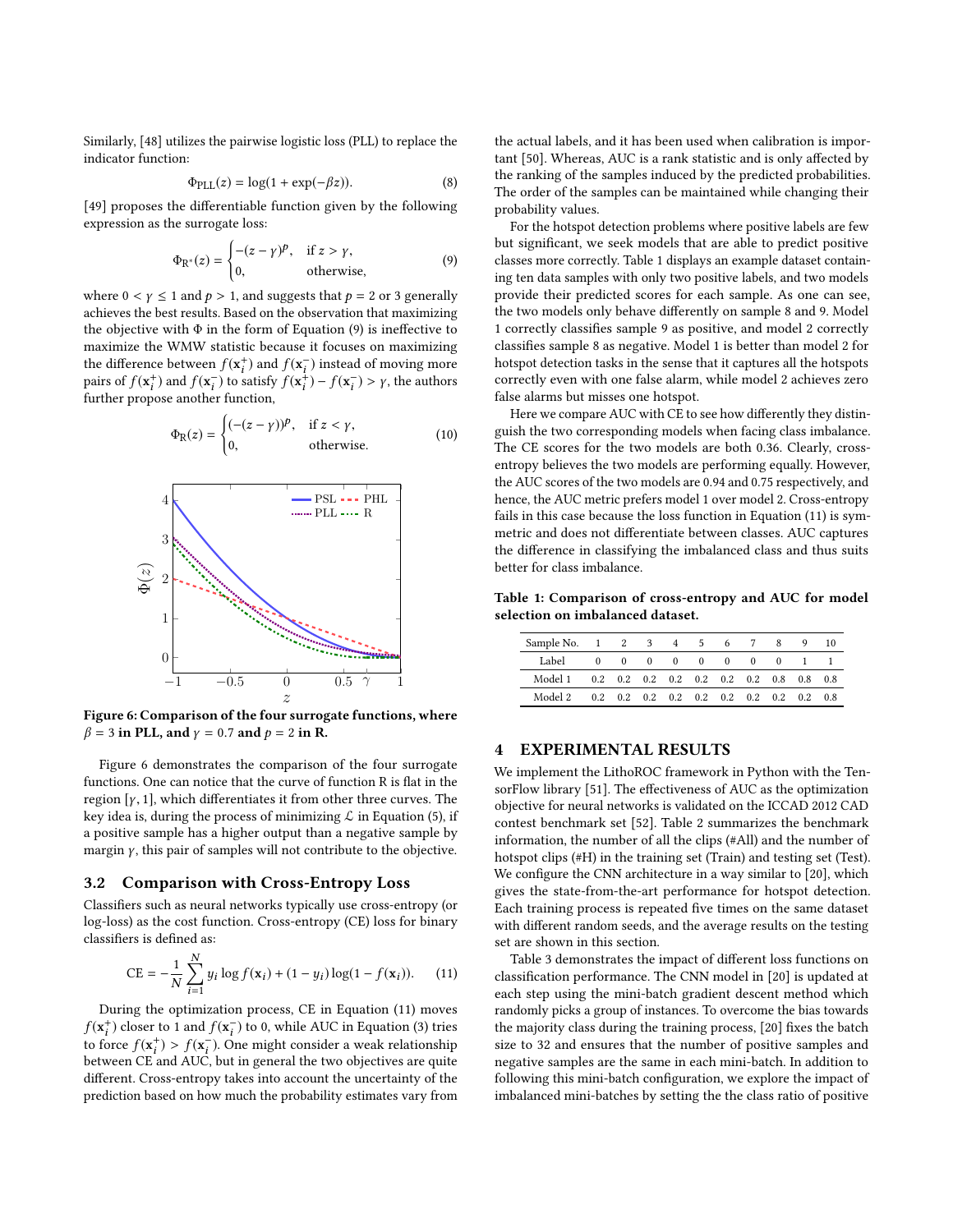Similarly, [48] utilizes the pairwise logistic loss (PLL) to replace the indicator function:

$$\Phi_{\text{PLL}}(z) = \log(1 + \exp(-\beta z)). \tag{8}$$

[49] proposes the differentiable function given by the following expression as the surrogate loss:

$$\Phi_{\text{R}^*}(z) = \begin{cases} -(z-\gamma)^p, & \text{if } z > \gamma, \\ 0, & \text{otherwise,} \end{cases} \tag{9}$$

where $0 < \gamma \leq 1$ and $p > 1$, and suggests that $p = 2$ or 3 generally achieves the best results. Based on the observation that maximizing the objective with $\Phi$ in the form of Equation (9) is ineffective to maximize the WMW statistic because it focuses on maximizing the difference between $f(\mathbf{x}_i^+)$ and $f(\mathbf{x}_i^-)$ instead of moving more pairs of $f(\mathbf{x}_i^+)$ and $f(\mathbf{x}_i^-)$ to satisfy $f(\mathbf{x}_i^+) - f(\mathbf{x}_i^-) > \gamma$, the authors further propose another function,

$$\Phi_{\text{R}}(z) = \begin{cases} (-(z-\gamma))^p, & \text{if } z < \gamma, \\ 0, & \text{otherwise.} \end{cases} \tag{10}$$

**Figure 6: Comparison of the four surrogate functions, where $\beta = 3$ in PLL, and $\gamma = 0.7$ and $p = 2$ in R.**

Figure 6 demonstrates the comparison of the four surrogate functions. One can notice that the curve of function R is flat in the region $[\gamma, 1]$, which differentiates it from other three curves. The key idea is, during the process of minimizing $\mathcal{L}$ in Equation (5), if a positive sample has a higher output than a negative sample by margin $\gamma$, this pair of samples will not contribute to the objective.

## 3.2 Comparison with Cross-Entropy Loss

Classifiers such as neural networks typically use cross-entropy (or log-loss) as the cost function. Cross-entropy (CE) loss for binary classifiers is defined as:

$$\text{CE} = -\frac{1}{N}\sum_{i=1}^{N} y_i \log f(\mathbf{x}_i) + (1 - y_i)\log(1 - f(\mathbf{x}_i)). \tag{11}$$

During the optimization process, CE in Equation (11) moves $f(\mathbf{x}_i^+)$ closer to 1 and $f(\mathbf{x}_i^-)$ to 0, while AUC in Equation (3) tries to force $f(\mathbf{x}_i^+) > f(\mathbf{x}_i^-)$. One might consider a weak relationship between CE and AUC, but in general the two objectives are quite different. Cross-entropy takes into account the uncertainty of the prediction based on how much the probability estimates vary from the actual labels, and it has been used when calibration is important [50]. Whereas, AUC is a rank statistic and is only affected by the ranking of the samples induced by the predicted probabilities. The order of the samples can be maintained while changing their probability values.

For the hotspot detection problems where positive labels are few but significant, we seek models that are able to predict positive classes more correctly. Table 1 displays an example dataset containing ten data samples with only two positive labels, and two models provide their predicted scores for each sample. As one can see, the two models only behave differently on sample 8 and 9. Model 1 correctly classifies sample 9 as positive, and model 2 correctly classifies sample 8 as negative. Model 1 is better than model 2 for hotspot detection tasks in the sense that it captures all the hotspots correctly even with one false alarm, while model 2 achieves zero false alarms but misses one hotspot.

Here we compare AUC with CE to see how differently they distinguish the two corresponding models when facing class imbalance. The CE scores for the two models are both 0.36. Clearly, cross-entropy believes the two models are performing equally. However, the AUC scores of the two models are 0.94 and 0.75 respectively, and hence, the AUC metric prefers model 1 over model 2. Cross-entropy fails in this case because the loss function in Equation (11) is symmetric and does not differentiate between classes. AUC captures the difference in classifying the imbalanced class and thus suits better for class imbalance.

**Table 1: Comparison of cross-entropy and AUC for model selection on imbalanced dataset.**

| Sample No. | 1 | 2 | 3 | 4 | 5 | 6 | 7 | 8 | 9 | 10 |
|---|---|---|---|---|---|---|---|---|---|---|
| Label | 0 | 0 | 0 | 0 | 0 | 0 | 0 | 0 | 1 | 1 |
| Model 1 | 0.2 | 0.2 | 0.2 | 0.2 | 0.2 | 0.2 | 0.2 | 0.8 | 0.8 | 0.8 |
| Model 2 | 0.2 | 0.2 | 0.2 | 0.2 | 0.2 | 0.2 | 0.2 | 0.2 | 0.2 | 0.8 |

# 4 EXPERIMENTAL RESULTS

We implement the LithoROC framework in Python with the TensorFlow library [51]. The effectiveness of AUC as the optimization objective for neural networks is validated on the ICCAD 2012 CAD contest benchmark set [52]. Table 2 summarizes the benchmark information, the number of all the clips (#All) and the number of hotspot clips (#H) in the training set (Train) and testing set (Test). We configure the CNN architecture in a way similar to [20], which gives the state-from-the-art performance for hotspot detection. Each training process is repeated five times on the same dataset with different random seeds, and the average results on the testing set are shown in this section.

Table 3 demonstrates the impact of different loss functions on classification performance. The CNN model in [20] is updated at each step using the mini-batch gradient descent method which randomly picks a group of instances. To overcome the bias towards the majority class during the training process, [20] fixes the batch size to 32 and ensures that the number of positive samples and negative samples are the same in each mini-batch. In addition to following this mini-batch configuration, we explore the impact of imbalanced mini-batches by setting the the class ratio of positive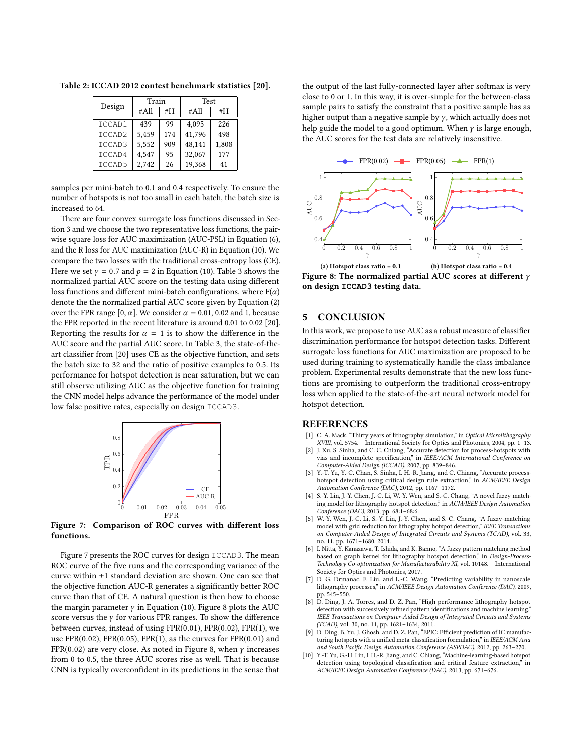Table 2: ICCAD 2012 contest benchmark statistics [20].

| Design | Train | | Test | |
|---|---|---|---|---|
| | #All | #H | #All | #H |
| ICCAD1 | 439 | 99 | 4,095 | 226 |
| ICCAD2 | 5,459 | 174 | 41,796 | 498 |
| ICCAD3 | 5,552 | 909 | 48,141 | 1,808 |
| ICCAD4 | 4,547 | 95 | 32,067 | 177 |
| ICCAD5 | 2,742 | 26 | 19,368 | 41 |

samples per mini-batch to 0.1 and 0.4 respectively. To ensure the number of hotspots is not too small in each batch, the batch size is increased to 64.

There are four convex surrogate loss functions discussed in Section 3 and we choose the two representative loss functions, the pairwise square loss for AUC maximization (AUC-PSL) in Equation (6), and the R loss for AUC maximization (AUC-R) in Equation (10). We compare the two losses with the traditional cross-entropy loss (CE). Here we set $\gamma = 0.7$ and $p = 2$ in Equation (10). Table 3 shows the normalized partial AUC score on the testing data using different loss functions and different mini-batch configurations, where $F(\alpha)$ denote the the normalized partial AUC score given by Equation (2) over the FPR range $[0, \alpha]$. We consider $\alpha = 0.01$, 0.02 and 1, because the FPR reported in the recent literature is around 0.01 to 0.02 [20]. Reporting the results for $\alpha = 1$ is to show the difference in the AUC score and the partial AUC score. In Table 3, the state-of-the-art classifier from [20] uses CE as the objective function, and sets the batch size to 32 and the ratio of positive examples to 0.5. Its performance for hotspot detection is near saturation, but we can still observe utilizing AUC as the objective function for training the CNN model helps advance the performance of the model under low false positive rates, especially on design ICCAD3.

**Figure 7: Comparison of ROC curves with different loss functions.**

Figure 7 presents the ROC curves for design ICCAD3. The mean ROC curve of the five runs and the corresponding variance of the curve within ±1 standard deviation are shown. One can see that the objective function AUC-R generates a significantly better ROC curve than that of CE. A natural question is then how to choose the margin parameter $\gamma$ in Equation (10). Figure 8 plots the AUC score versus the $\gamma$ for various FPR ranges. To show the difference between curves, instead of using FPR(0.01), FPR(0.02), FPR(1), we use FPR(0.02), FPR(0.05), FPR(1), as the curves for FPR(0.01) and FPR(0.02) are very close. As noted in Figure 8, when $\gamma$ increases from 0 to 0.5, the three AUC scores rise as well. That is because CNN is typically overconfident in its predictions in the sense that the output of the last fully-connected layer after softmax is very close to 0 or 1. In this way, it is over-simple for the between-class sample pairs to satisfy the constraint that a positive sample has as higher output than a negative sample by $\gamma$, which actually does not help guide the model to a good optimum. When $\gamma$ is large enough, the AUC scores for the test data are relatively insensitive.

(a) Hotspot class ratio = 0.1 (b) Hotspot class ratio = 0.4

**Figure 8: The normalized partial AUC scores at different $\gamma$ on design ICCAD3 testing data.**

## 5 CONCLUSION

In this work, we propose to use AUC as a robust measure of classifier discrimination performance for hotspot detection tasks. Different surrogate loss functions for AUC maximization are proposed to be used during training to systematically handle the class imbalance problem. Experimental results demonstrate that the new loss functions are promising to outperform the traditional cross-entropy loss when applied to the state-of-the-art neural network model for hotspot detection.

## REFERENCES

[1] C. A. Mack, "Thirty years of lithography simulation," in *Optical Microlithography XVIII*, vol. 5754. International Society for Optics and Photonics, 2004, pp. 1–13.

[2] J. Xu, S. Sinha, and C. C. Chiang, "Accurate detection for process-hotspots with vias and incomplete specification," in *IEEE/ACM International Conference on Computer-Aided Design (ICCAD)*, 2007, pp. 839–846.

[3] Y.-T. Yu, Y.-C. Chan, S. Sinha, I. H.-R. Jiang, and C. Chiang, "Accurate process-hotspot detection using critical design rule extraction," in *ACM/IEEE Design Automation Conference (DAC)*, 2012, pp. 1167–1172.

[4] S.-Y. Lin, J.-Y. Chen, J.-C. Li, W.-Y. Wen, and S.-C. Chang, "A novel fuzzy matching model for lithography hotspot detection," in *ACM/IEEE Design Automation Conference (DAC)*, 2013, pp. 68:1–68:6.

[5] W.-Y. Wen, J.-C. Li, S.-Y. Lin, J.-Y. Chen, and S.-C. Chang, "A fuzzy-matching model with grid reduction for lithography hotspot detection," *IEEE Transactions on Computer-Aided Design of Integrated Circuits and Systems (TCAD)*, vol. 33, no. 11, pp. 1671–1680, 2014.

[6] I. Nitta, Y. Kanazawa, T. Ishida, and K. Banno, "A fuzzy pattern matching method based on graph kernel for lithography hotspot detection," in *Design-Process-Technology Co-optimization for Manufacturability XI*, vol. 10148. International Society for Optics and Photonics, 2017.

[7] D. G. Drmanac, F. Liu, and L.-C. Wang, "Predicting variability in nanoscale lithography processes," in *ACM/IEEE Design Automation Conference (DAC)*, 2009, pp. 545–550.

[8] D. Ding, J. A. Torres, and D. Z. Pan, "High performance lithography hotspot detection with successively refined pattern identifications and machine learning," *IEEE Transactions on Computer-Aided Design of Integrated Circuits and Systems (TCAD)*, vol. 30, no. 11, pp. 1621–1634, 2011.

[9] D. Ding, B. Yu, J. Ghosh, and D. Z. Pan, "EPIC: Efficient prediction of IC manufacturing hotspots with a unified meta-classification formulation," in *IEEE/ACM Asia and South Pacific Design Automation Conference (ASPDAC)*, 2012, pp. 263–270.

[10] Y.-T. Yu, G.-H. Lin, I. H.-R. Jiang, and C. Chiang, "Machine-learning-based hotspot detection using topological classification and critical feature extraction," in *ACM/IEEE Design Automation Conference (DAC)*, 2013, pp. 671–676.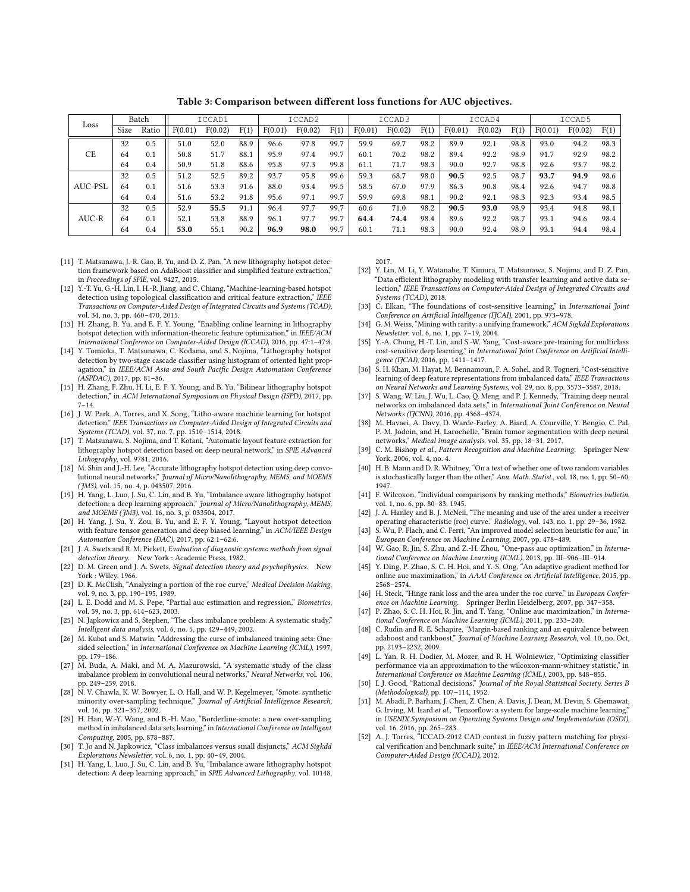**Table 3: Comparison between different loss functions for AUC objectives.**

| Loss | Batch | | ICCAD1 | | | ICCAD2 | | | ICCAD3 | | | ICCAD4 | | | ICCAD5 | | |
|---|---|---|---|---|---|---|---|---|---|---|---|---|---|---|---|---|---|
| | Size | Ratio | F(0.01) | F(0.02) | F(1) | F(0.01) | F(0.02) | F(1) | F(0.01) | F(0.02) | F(1) | F(0.01) | F(0.02) | F(1) | F(0.01) | F(0.02) | F(1) |
| CE | 32 | 0.5 | 51.0 | 52.0 | 88.9 | 96.6 | 97.8 | 99.7 | 59.9 | 69.7 | 98.2 | 89.9 | 92.1 | 98.8 | 93.0 | 94.2 | 98.3 |
| | 64 | 0.1 | 50.8 | 51.7 | 88.1 | 95.9 | 97.4 | 99.7 | 60.1 | 70.2 | 98.2 | 89.4 | 92.2 | 98.9 | 91.7 | 92.9 | 98.2 |
| | 64 | 0.4 | 50.9 | 51.8 | 88.6 | 95.8 | 97.3 | 99.8 | 61.1 | 71.7 | 98.3 | 90.0 | 92.7 | 98.8 | 92.6 | 93.7 | 98.2 |
| AUC-PSL | 32 | 0.5 | 51.2 | 52.5 | 89.2 | 93.7 | 95.8 | 99.6 | 59.3 | 68.7 | 98.0 | **90.5** | 92.5 | 98.7 | **93.7** | **94.9** | 98.6 |
| | 64 | 0.1 | 51.6 | 53.3 | 91.6 | 88.0 | 93.4 | 99.5 | 58.5 | 67.0 | 97.9 | 86.3 | 90.8 | 98.4 | 92.6 | 94.7 | 98.8 |
| | 64 | 0.4 | 51.6 | 53.2 | 91.8 | 95.6 | 97.1 | 99.7 | 59.9 | 69.8 | 98.1 | 90.2 | 92.1 | 98.3 | 92.3 | 93.4 | 98.5 |
| AUC-R | 32 | 0.5 | 52.9 | **55.5** | 91.1 | 96.4 | 97.7 | 99.7 | 60.6 | 71.0 | 98.2 | **90.5** | **93.0** | 98.9 | 93.4 | 94.8 | 98.1 |
| | 64 | 0.1 | 52.1 | 53.8 | 88.9 | 96.1 | 97.7 | 99.7 | **64.4** | **74.4** | 98.4 | 89.6 | 92.2 | 98.7 | 93.1 | 94.6 | 98.4 |
| | 64 | 0.4 | **53.0** | 55.1 | 90.2 | **96.9** | **98.0** | 99.7 | 60.1 | 71.1 | 98.3 | 90.0 | 92.4 | 98.9 | 93.1 | 94.4 | 98.4 |

[11] T. Matsunawa, J.-R. Gao, B. Yu, and D. Z. Pan, "A new lithography hotspot detection framework based on AdaBoost classifier and simplified feature extraction," in *Proceedings of SPIE*, vol. 9427, 2015.

[12] Y.-T. Yu, G.-H. Lin, I. H.-R. Jiang, and C. Chiang, "Machine-learning-based hotspot detection using topological classification and critical feature extraction," *IEEE Transactions on Computer-Aided Design of Integrated Circuits and Systems (TCAD)*, vol. 34, no. 3, pp. 460–470, 2015.

[13] H. Zhang, B. Yu, and E. F. Y. Young, "Enabling online learning in lithography hotspot detection with information-theoretic feature optimization," in *IEEE/ACM International Conference on Computer-Aided Design (ICCAD)*, 2016, pp. 47:1–47:8.

[14] Y. Tomioka, T. Matsunawa, C. Kodama, and S. Nojima, "Lithography hotspot detection by two-stage cascade classifier using histogram of oriented light propagation," in *IEEE/ACM Asia and South Pacific Design Automation Conference (ASPDAC)*, 2017, pp. 81–86.

[15] H. Zhang, F. Zhu, H. Li, E. F. Y. Young, and B. Yu, "Bilinear lithography hotspot detection," in *ACM International Symposium on Physical Design (ISPD)*, 2017, pp. 7–14.

[16] J. W. Park, A. Torres, and X. Song, "Litho-aware machine learning for hotspot detection," *IEEE Transactions on Computer-Aided Design of Integrated Circuits and Systems (TCAD)*, vol. 37, no. 7, pp. 1510–1514, 2018.

[17] T. Matsunawa, S. Nojima, and T. Kotani, "Automatic layout feature extraction for lithography hotspot detection based on deep neural network," in *SPIE Advanced Lithography*, vol. 9781, 2016.

[18] M. Shin and J.-H. Lee, "Accurate lithography hotspot detection using deep convolutional neural networks," *Journal of Micro/Nanolithography, MEMS, and MOEMS (JM3)*, vol. 15, no. 4, p. 043507, 2016.

[19] H. Yang, L. Luo, J. Su, C. Lin, and B. Yu, "Imbalance aware lithography hotspot detection: a deep learning approach," *Journal of Micro/Nanolithography, MEMS, and MOEMS (JM3)*, vol. 16, no. 3, p. 033504, 2017.

[20] H. Yang, J. Su, Y. Zou, B. Yu, and E. F. Y. Young, "Layout hotspot detection with feature tensor generation and deep biased learning," in *ACM/IEEE Design Automation Conference (DAC)*, 2017, pp. 62:1–62:6.

[21] J. A. Swets and R. M. Pickett, *Evaluation of diagnostic systems: methods from signal detection theory*. New York : Academic Press, 1982.

[22] D. M. Green and J. A. Swets, *Signal detection theory and psychophysics*. New York : Wiley, 1966.

[23] D. K. McClish, "Analyzing a portion of the roc curve," *Medical Decision Making*, vol. 9, no. 3, pp. 190–195, 1989.

[24] L. E. Dodd and M. S. Pepe, "Partial auc estimation and regression," *Biometrics*, vol. 59, no. 3, pp. 614–623, 2003.

[25] N. Japkowicz and S. Stephen, "The class imbalance problem: A systematic study," *Intelligent data analysis*, vol. 6, no. 5, pp. 429–449, 2002.

[26] M. Kubat and S. Matwin, "Addressing the curse of imbalanced training sets: One-sided selection," in *International Conference on Machine Learning (ICML)*, 1997, pp. 179–186.

[27] M. Buda, A. Maki, and M. A. Mazurowski, "A systematic study of the class imbalance problem in convolutional neural networks," *Neural Networks*, vol. 106, pp. 249–259, 2018.

[28] N. V. Chawla, K. W. Bowyer, L. O. Hall, and W. P. Kegelmeyer, "Smote: synthetic minority over-sampling technique," *Journal of Artificial Intelligence Research*, vol. 16, pp. 321–357, 2002.

[29] H. Han, W.-Y. Wang, and B.-H. Mao, "Borderline-smote: a new over-sampling method in imbalanced data sets learning," in *International Conference on Intelligent Computing*, 2005, pp. 878–887.

[30] T. Jo and N. Japkowicz, "Class imbalances versus small disjuncts," *ACM Sigkdd Explorations Newsletter*, vol. 6, no. 1, pp. 40–49, 2004.

[31] H. Yang, L. Luo, J. Su, C. Lin, and B. Yu, "Imbalance aware lithography hotspot detection: A deep learning approach," in *SPIE Advanced Lithography*, vol. 10148, 2017.

[32] Y. Lin, M. Li, Y. Watanabe, T. Kimura, T. Matsunawa, S. Nojima, and D. Z. Pan, "Data efficient lithography modeling with transfer learning and active data selection," *IEEE Transactions on Computer-Aided Design of Integrated Circuits and Systems (TCAD)*, 2018.

[33] C. Elkan, "The foundations of cost-sensitive learning," in *International Joint Conference on Artificial Intelligence (IJCAI)*, 2001, pp. 973–978.

[34] G. M. Weiss, "Mining with rarity: a unifying framework," *ACM Sigkdd Explorations Newsletter*, vol. 6, no. 1, pp. 7–19, 2004.

[35] Y.-A. Chung, H.-T. Lin, and S.-W. Yang, "Cost-aware pre-training for multiclass cost-sensitive deep learning," in *International Joint Conference on Artificial Intelligence (IJCAI)*, 2016, pp. 1411–1417.

[36] S. H. Khan, M. Hayat, M. Bennamoun, F. A. Sohel, and R. Togneri, "Cost-sensitive learning of deep feature representations from imbalanced data," *IEEE Transactions on Neural Networks and Learning Systems*, vol. 29, no. 8, pp. 3573–3587, 2018.

[37] S. Wang, W. Liu, J. Wu, L. Cao, Q. Meng, and P. J. Kennedy, "Training deep neural networks on imbalanced data sets," in *International Joint Conference on Neural Networks (IJCNN)*, 2016, pp. 4368–4374.

[38] M. Havaei, A. Davy, D. Warde-Farley, A. Biard, A. Courville, Y. Bengio, C. Pal, P.-M. Jodoin, and H. Larochelle, "Brain tumor segmentation with deep neural networks," *Medical image analysis*, vol. 35, pp. 18–31, 2017.

[39] C. M. Bishop *et al.*, *Pattern Recognition and Machine Learning*. Springer New York, 2006, vol. 4, no. 4.

[40] H. B. Mann and D. R. Whitney, "On a test of whether one of two random variables is stochastically larger than the other," *Ann. Math. Statist.*, vol. 18, no. 1, pp. 50–60, 1947.

[41] F. Wilcoxon, "Individual comparisons by ranking methods," *Biometrics bulletin*, vol. 1, no. 6, pp. 80–83, 1945.

[42] J. A. Hanley and B. J. McNeil, "The meaning and use of the area under a receiver operating characteristic (roc) curve." *Radiology*, vol. 143, no. 1, pp. 29–36, 1982.

[43] S. Wu, P. Flach, and C. Ferri, "An improved model selection heuristic for auc," in *European Conference on Machine Learning*, 2007, pp. 478–489.

[44] W. Gao, R. Jin, S. Zhu, and Z.-H. Zhou, "One-pass auc optimization," in *International Conference on Machine Learning (ICML)*, 2013, pp. III–906–III–914.

[45] Y. Ding, P. Zhao, S. C. H. Hoi, and Y.-S. Ong, "An adaptive gradient method for online auc maximization," in *AAAI Conference on Artificial Intelligence*, 2015, pp. 2568–2574.

[46] H. Steck, "Hinge rank loss and the area under the roc curve," in *European Conference on Machine Learning*. Springer Berlin Heidelberg, 2007, pp. 347–358.

[47] P. Zhao, S. C. H. Hoi, R. Jin, and T. Yang, "Online auc maximization," in *International Conference on Machine Learning (ICML)*, 2011, pp. 233–240.

[48] C. Rudin and R. E. Schapire, "Margin-based ranking and an equivalence between adaboost and rankboost," *Journal of Machine Learning Research*, vol. 10, no. Oct, pp. 2193–2232, 2009.

[49] L. Yan, R. H. Dodier, M. Mozer, and R. H. Wolniewicz, "Optimizing classifier performance via an approximation to the wilcoxon-mann-whitney statistic," in *International Conference on Machine Learning (ICML)*, 2003, pp. 848–855.

[50] I. J. Good, "Rational decisions," *Journal of the Royal Statistical Society. Series B (Methodological)*, pp. 107–114, 1952.

[51] M. Abadi, P. Barham, J. Chen, Z. Chen, A. Davis, J. Dean, M. Devin, S. Ghemawat, G. Irving, M. Isard *et al.*, "Tensorflow: a system for large-scale machine learning." in *USENIX Symposium on Operating Systems Design and Implementation (OSDI)*, vol. 16, 2016, pp. 265–283.

[52] A. J. Torres, "ICCAD-2012 CAD contest in fuzzy pattern matching for physical verification and benchmark suite," in *IEEE/ACM International Conference on Computer-Aided Design (ICCAD)*, 2012.